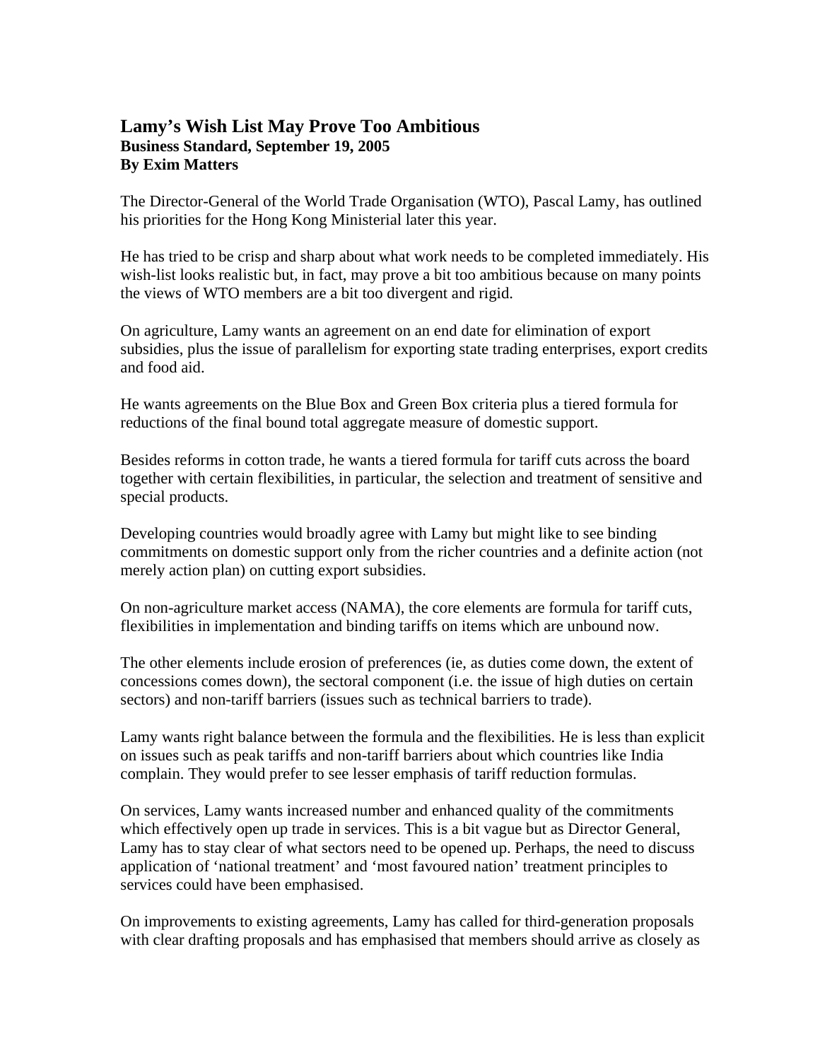# Lamy's Wish List May Prove Too Ambitious

**Business Standard, September 19, 2005**
**By Exim Matters**

The Director-General of the World Trade Organisation (WTO), Pascal Lamy, has outlined his priorities for the Hong Kong Ministerial later this year.

He has tried to be crisp and sharp about what work needs to be completed immediately. His wish-list looks realistic but, in fact, may prove a bit too ambitious because on many points the views of WTO members are a bit too divergent and rigid.

On agriculture, Lamy wants an agreement on an end date for elimination of export subsidies, plus the issue of parallelism for exporting state trading enterprises, export credits and food aid.

He wants agreements on the Blue Box and Green Box criteria plus a tiered formula for reductions of the final bound total aggregate measure of domestic support.

Besides reforms in cotton trade, he wants a tiered formula for tariff cuts across the board together with certain flexibilities, in particular, the selection and treatment of sensitive and special products.

Developing countries would broadly agree with Lamy but might like to see binding commitments on domestic support only from the richer countries and a definite action (not merely action plan) on cutting export subsidies.

On non-agriculture market access (NAMA), the core elements are formula for tariff cuts, flexibilities in implementation and binding tariffs on items which are unbound now.

The other elements include erosion of preferences (ie, as duties come down, the extent of concessions comes down), the sectoral component (i.e. the issue of high duties on certain sectors) and non-tariff barriers (issues such as technical barriers to trade).

Lamy wants right balance between the formula and the flexibilities. He is less than explicit on issues such as peak tariffs and non-tariff barriers about which countries like India complain. They would prefer to see lesser emphasis of tariff reduction formulas.

On services, Lamy wants increased number and enhanced quality of the commitments which effectively open up trade in services. This is a bit vague but as Director General, Lamy has to stay clear of what sectors need to be opened up. Perhaps, the need to discuss application of 'national treatment' and 'most favoured nation' treatment principles to services could have been emphasised.

On improvements to existing agreements, Lamy has called for third-generation proposals with clear drafting proposals and has emphasised that members should arrive as closely as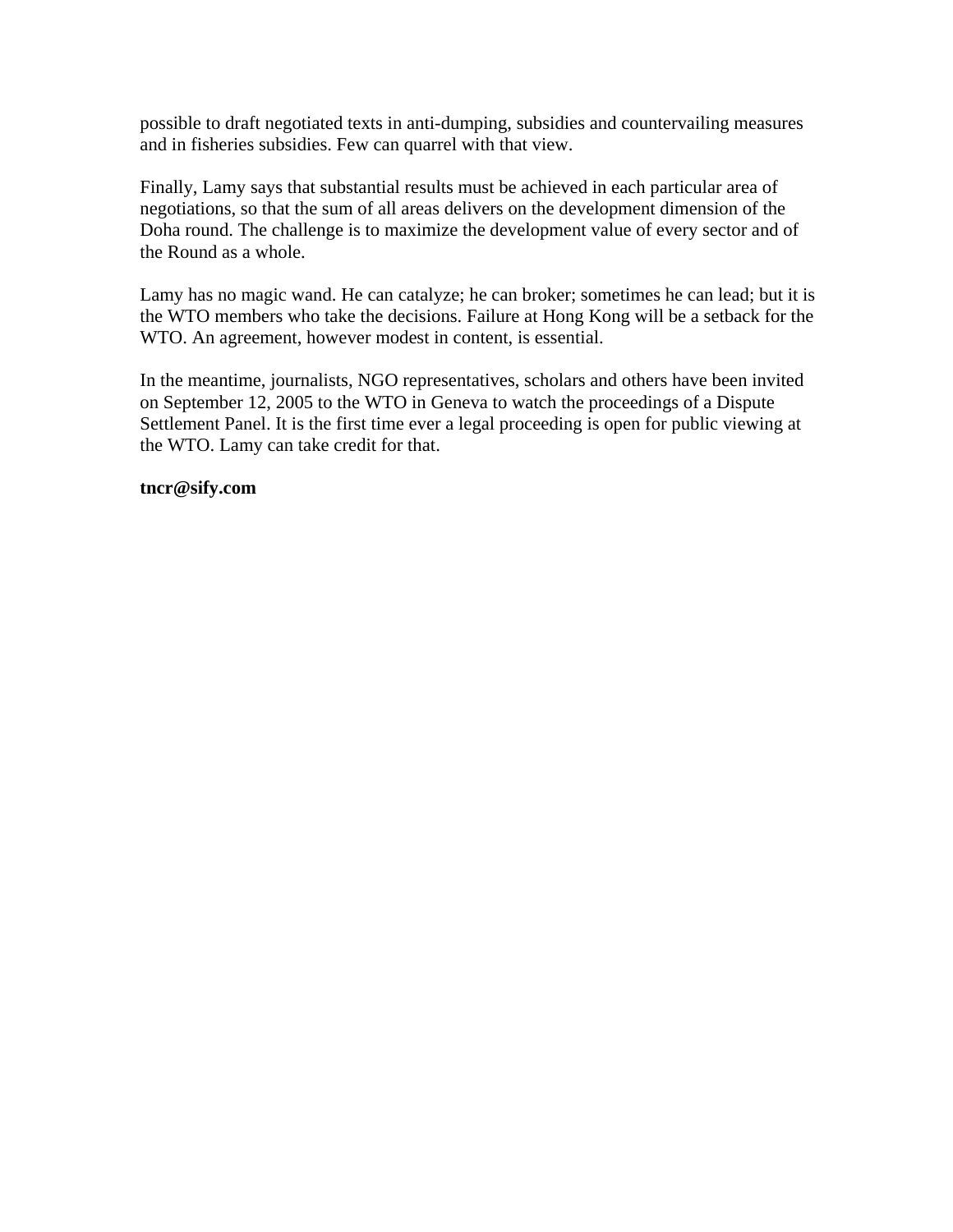possible to draft negotiated texts in anti-dumping, subsidies and countervailing measures and in fisheries subsidies. Few can quarrel with that view.

Finally, Lamy says that substantial results must be achieved in each particular area of negotiations, so that the sum of all areas delivers on the development dimension of the Doha round. The challenge is to maximize the development value of every sector and of the Round as a whole.

Lamy has no magic wand. He can catalyze; he can broker; sometimes he can lead; but it is the WTO members who take the decisions. Failure at Hong Kong will be a setback for the WTO. An agreement, however modest in content, is essential.

In the meantime, journalists, NGO representatives, scholars and others have been invited on September 12, 2005 to the WTO in Geneva to watch the proceedings of a Dispute Settlement Panel. It is the first time ever a legal proceeding is open for public viewing at the WTO. Lamy can take credit for that.

**tncr@sify.com**